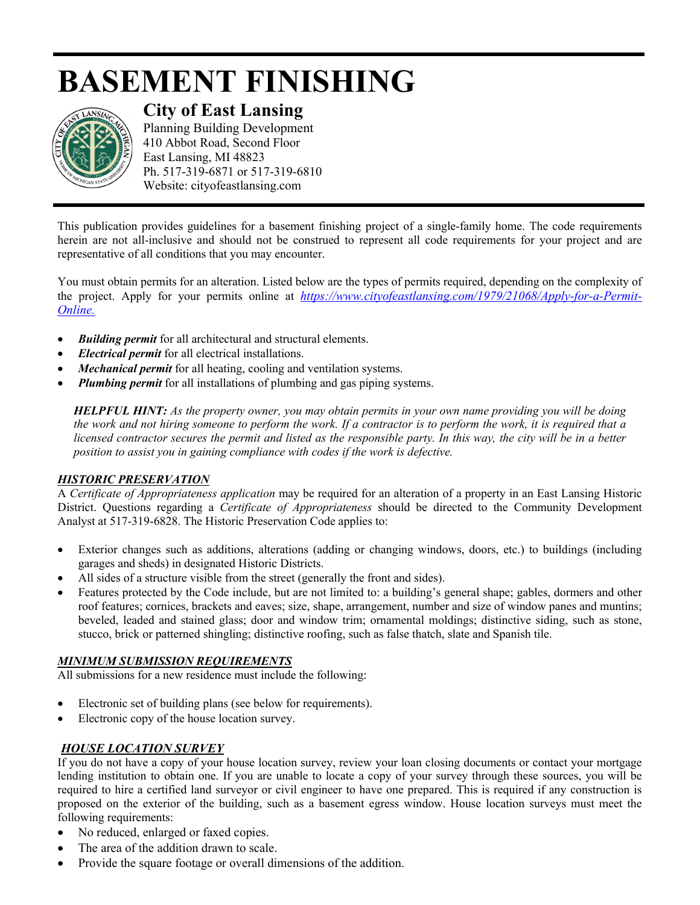# BASEMENT FINISHING

## City of East Lansing

Planning Building Development
410 Abbot Road, Second Floor
East Lansing, MI 48823
Ph. 517-319-6871 or 517-319-6810
Website: cityofeastlansing.com

This publication provides guidelines for a basement finishing project of a single-family home. The code requirements herein are not all-inclusive and should not be construed to represent all code requirements for your project and are representative of all conditions that you may encounter.

You must obtain permits for an alteration. Listed below are the types of permits required, depending on the complexity of the project. Apply for your permits online at *https://www.cityofeastlansing.com/1979/21068/Apply-for-a-Permit-Online.*

- ***Building permit*** for all architectural and structural elements.
- ***Electrical permit*** for all electrical installations.
- ***Mechanical permit*** for all heating, cooling and ventilation systems.
- ***Plumbing permit*** for all installations of plumbing and gas piping systems.

> ***HELPFUL HINT:*** *As the property owner, you may obtain permits in your own name providing you will be doing the work and not hiring someone to perform the work. If a contractor is to perform the work, it is required that a licensed contractor secures the permit and listed as the responsible party. In this way, the city will be in a better position to assist you in gaining compliance with codes if the work is defective.*

### ***HISTORIC PRESERVATION***

A *Certificate of Appropriateness application* may be required for an alteration of a property in an East Lansing Historic District. Questions regarding a *Certificate of Appropriateness* should be directed to the Community Development Analyst at 517-319-6828. The Historic Preservation Code applies to:

- Exterior changes such as additions, alterations (adding or changing windows, doors, etc.) to buildings (including garages and sheds) in designated Historic Districts.
- All sides of a structure visible from the street (generally the front and sides).
- Features protected by the Code include, but are not limited to: a building's general shape; gables, dormers and other roof features; cornices, brackets and eaves; size, shape, arrangement, number and size of window panes and muntins; beveled, leaded and stained glass; door and window trim; ornamental moldings; distinctive siding, such as stone, stucco, brick or patterned shingling; distinctive roofing, such as false thatch, slate and Spanish tile.

### ***MINIMUM SUBMISSION REQUIREMENTS***

All submissions for a new residence must include the following:

- Electronic set of building plans (see below for requirements).
- Electronic copy of the house location survey.

### ***HOUSE LOCATION SURVEY***

If you do not have a copy of your house location survey, review your loan closing documents or contact your mortgage lending institution to obtain one. If you are unable to locate a copy of your survey through these sources, you will be required to hire a certified land surveyor or civil engineer to have one prepared. This is required if any construction is proposed on the exterior of the building, such as a basement egress window. House location surveys must meet the following requirements:

- No reduced, enlarged or faxed copies.
- The area of the addition drawn to scale.
- Provide the square footage or overall dimensions of the addition.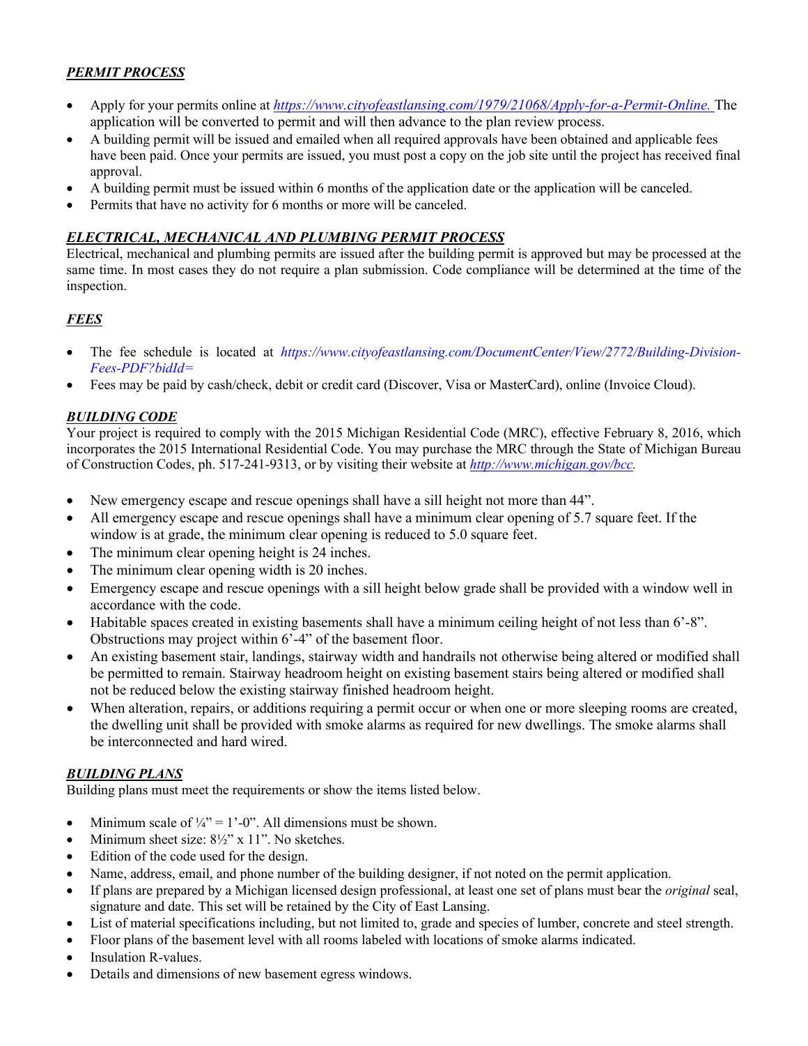## ***PERMIT PROCESS***

- Apply for your permits online at *https://www.cityofeastlansing.com/1979/21068/Apply-for-a-Permit-Online.* The application will be converted to permit and will then advance to the plan review process.
- A building permit will be issued and emailed when all required approvals have been obtained and applicable fees have been paid. Once your permits are issued, you must post a copy on the job site until the project has received final approval.
- A building permit must be issued within 6 months of the application date or the application will be canceled.
- Permits that have no activity for 6 months or more will be canceled.

## ***ELECTRICAL, MECHANICAL AND PLUMBING PERMIT PROCESS***

Electrical, mechanical and plumbing permits are issued after the building permit is approved but may be processed at the same time. In most cases they do not require a plan submission. Code compliance will be determined at the time of the inspection.

## ***FEES***

- The fee schedule is located at *https://www.cityofeastlansing.com/DocumentCenter/View/2772/Building-Division-Fees-PDF?bidId=*
- Fees may be paid by cash/check, debit or credit card (Discover, Visa or MasterCard), online (Invoice Cloud).

## ***BUILDING CODE***

Your project is required to comply with the 2015 Michigan Residential Code (MRC), effective February 8, 2016, which incorporates the 2015 International Residential Code. You may purchase the MRC through the State of Michigan Bureau of Construction Codes, ph. 517-241-9313, or by visiting their website at *http://www.michigan.gov/bcc.*

- New emergency escape and rescue openings shall have a sill height not more than 44".
- All emergency escape and rescue openings shall have a minimum clear opening of 5.7 square feet. If the window is at grade, the minimum clear opening is reduced to 5.0 square feet.
- The minimum clear opening height is 24 inches.
- The minimum clear opening width is 20 inches.
- Emergency escape and rescue openings with a sill height below grade shall be provided with a window well in accordance with the code.
- Habitable spaces created in existing basements shall have a minimum ceiling height of not less than 6'-8". Obstructions may project within 6'-4" of the basement floor.
- An existing basement stair, landings, stairway width and handrails not otherwise being altered or modified shall be permitted to remain. Stairway headroom height on existing basement stairs being altered or modified shall not be reduced below the existing stairway finished headroom height.
- When alteration, repairs, or additions requiring a permit occur or when one or more sleeping rooms are created, the dwelling unit shall be provided with smoke alarms as required for new dwellings. The smoke alarms shall be interconnected and hard wired.

## ***BUILDING PLANS***

Building plans must meet the requirements or show the items listed below.

- Minimum scale of ¼" = 1'-0". All dimensions must be shown.
- Minimum sheet size: 8½" x 11". No sketches.
- Edition of the code used for the design.
- Name, address, email, and phone number of the building designer, if not noted on the permit application.
- If plans are prepared by a Michigan licensed design professional, at least one set of plans must bear the *original* seal, signature and date. This set will be retained by the City of East Lansing.
- List of material specifications including, but not limited to, grade and species of lumber, concrete and steel strength.
- Floor plans of the basement level with all rooms labeled with locations of smoke alarms indicated.
- Insulation R-values.
- Details and dimensions of new basement egress windows.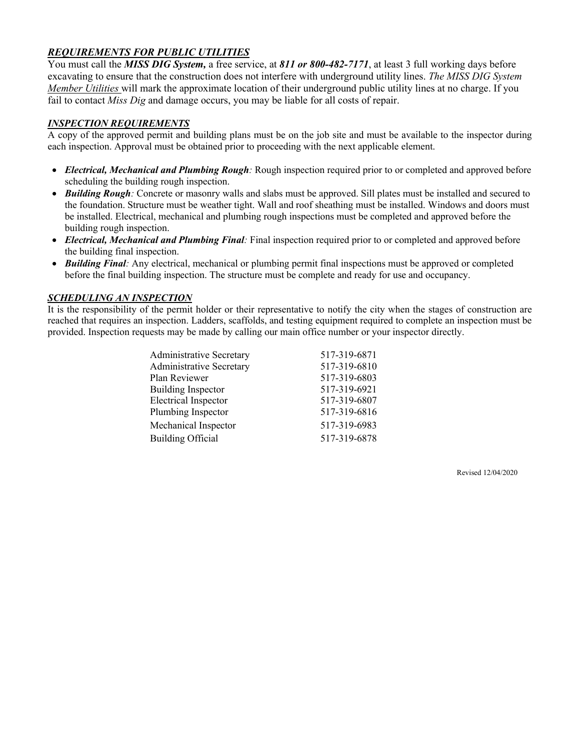### ***REQUIREMENTS FOR PUBLIC UTILITIES***

You must call the ***MISS DIG System,*** a free service, at ***811 or 800-482-7171***, at least 3 full working days before excavating to ensure that the construction does not interfere with underground utility lines. *The MISS DIG System Member Utilities* will mark the approximate location of their underground public utility lines at no charge. If you fail to contact *Miss Dig* and damage occurs, you may be liable for all costs of repair.

### ***INSPECTION REQUIREMENTS***

A copy of the approved permit and building plans must be on the job site and must be available to the inspector during each inspection. Approval must be obtained prior to proceeding with the next applicable element.

- ***Electrical, Mechanical and Plumbing Rough****:* Rough inspection required prior to or completed and approved before scheduling the building rough inspection.
- ***Building Rough****:* Concrete or masonry walls and slabs must be approved. Sill plates must be installed and secured to the foundation. Structure must be weather tight. Wall and roof sheathing must be installed. Windows and doors must be installed. Electrical, mechanical and plumbing rough inspections must be completed and approved before the building rough inspection.
- ***Electrical, Mechanical and Plumbing Final****:* Final inspection required prior to or completed and approved before the building final inspection.
- ***Building Final****:* Any electrical, mechanical or plumbing permit final inspections must be approved or completed before the final building inspection. The structure must be complete and ready for use and occupancy.

### ***SCHEDULING AN INSPECTION***

It is the responsibility of the permit holder or their representative to notify the city when the stages of construction are reached that requires an inspection. Ladders, scaffolds, and testing equipment required to complete an inspection must be provided. Inspection requests may be made by calling our main office number or your inspector directly.

| | |
|---|---|
| Administrative Secretary | 517-319-6871 |
| Administrative Secretary | 517-319-6810 |
| Plan Reviewer | 517-319-6803 |
| Building Inspector | 517-319-6921 |
| Electrical Inspector | 517-319-6807 |
| Plumbing Inspector | 517-319-6816 |
| Mechanical Inspector | 517-319-6983 |
| Building Official | 517-319-6878 |

Revised 12/04/2020